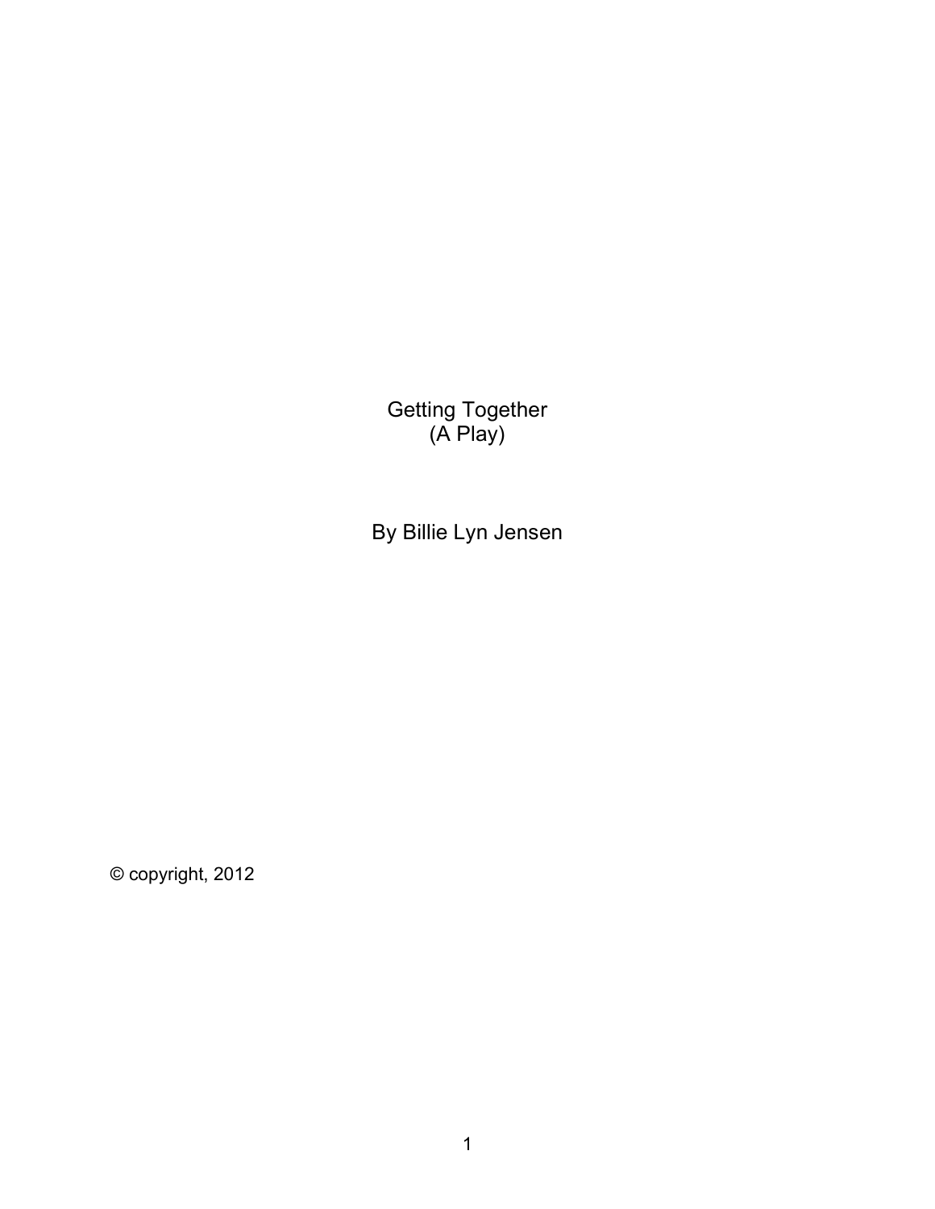# Getting Together
(A Play)

By Billie Lyn Jensen

© copyright, 2012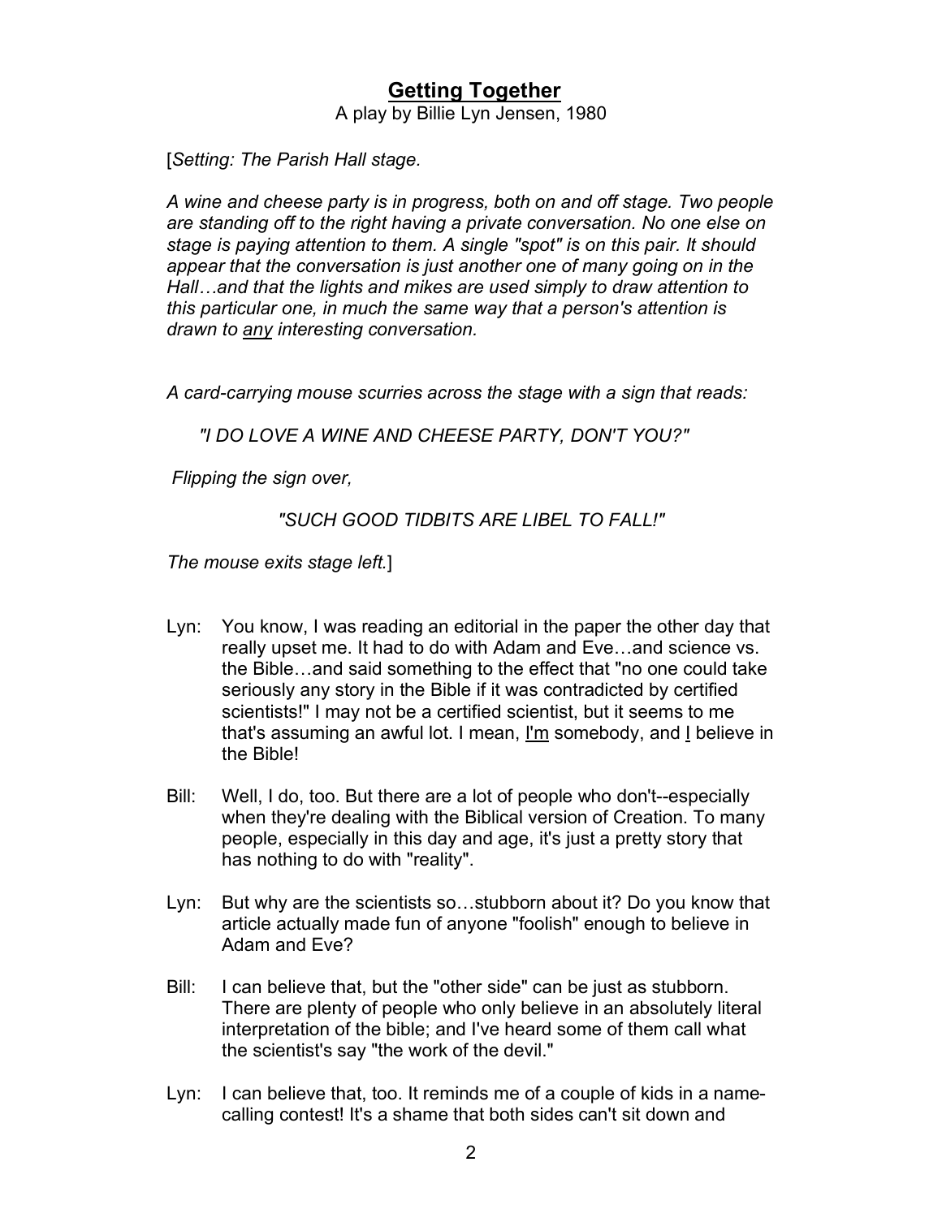## **Getting Together**

A play by Billie Lyn Jensen, 1980

[*Setting: The Parish Hall stage.*

*A wine and cheese party is in progress, both on and off stage. Two people are standing off to the right having a private conversation. No one else on stage is paying attention to them. A single "spot" is on this pair. It should appear that the conversation is just another one of many going on in the Hall…and that the lights and mikes are used simply to draw attention to this particular one, in much the same way that a person's attention is drawn to any interesting conversation.*

*A card-carrying mouse scurries across the stage with a sign that reads:*

*"I DO LOVE A WINE AND CHEESE PARTY, DON'T YOU?"*

*Flipping the sign over,*

*"SUCH GOOD TIDBITS ARE LIBEL TO FALL!"*

*The mouse exits stage left.*]

Lyn: You know, I was reading an editorial in the paper the other day that really upset me. It had to do with Adam and Eve…and science vs. the Bible…and said something to the effect that "no one could take seriously any story in the Bible if it was contradicted by certified scientists!" I may not be a certified scientist, but it seems to me that's assuming an awful lot. I mean, I'm somebody, and I believe in the Bible!

Bill: Well, I do, too. But there are a lot of people who don't--especially when they're dealing with the Biblical version of Creation. To many people, especially in this day and age, it's just a pretty story that has nothing to do with "reality".

Lyn: But why are the scientists so…stubborn about it? Do you know that article actually made fun of anyone "foolish" enough to believe in Adam and Eve?

Bill: I can believe that, but the "other side" can be just as stubborn. There are plenty of people who only believe in an absolutely literal interpretation of the bible; and I've heard some of them call what the scientist's say "the work of the devil."

Lyn: I can believe that, too. It reminds me of a couple of kids in a name-calling contest! It's a shame that both sides can't sit down and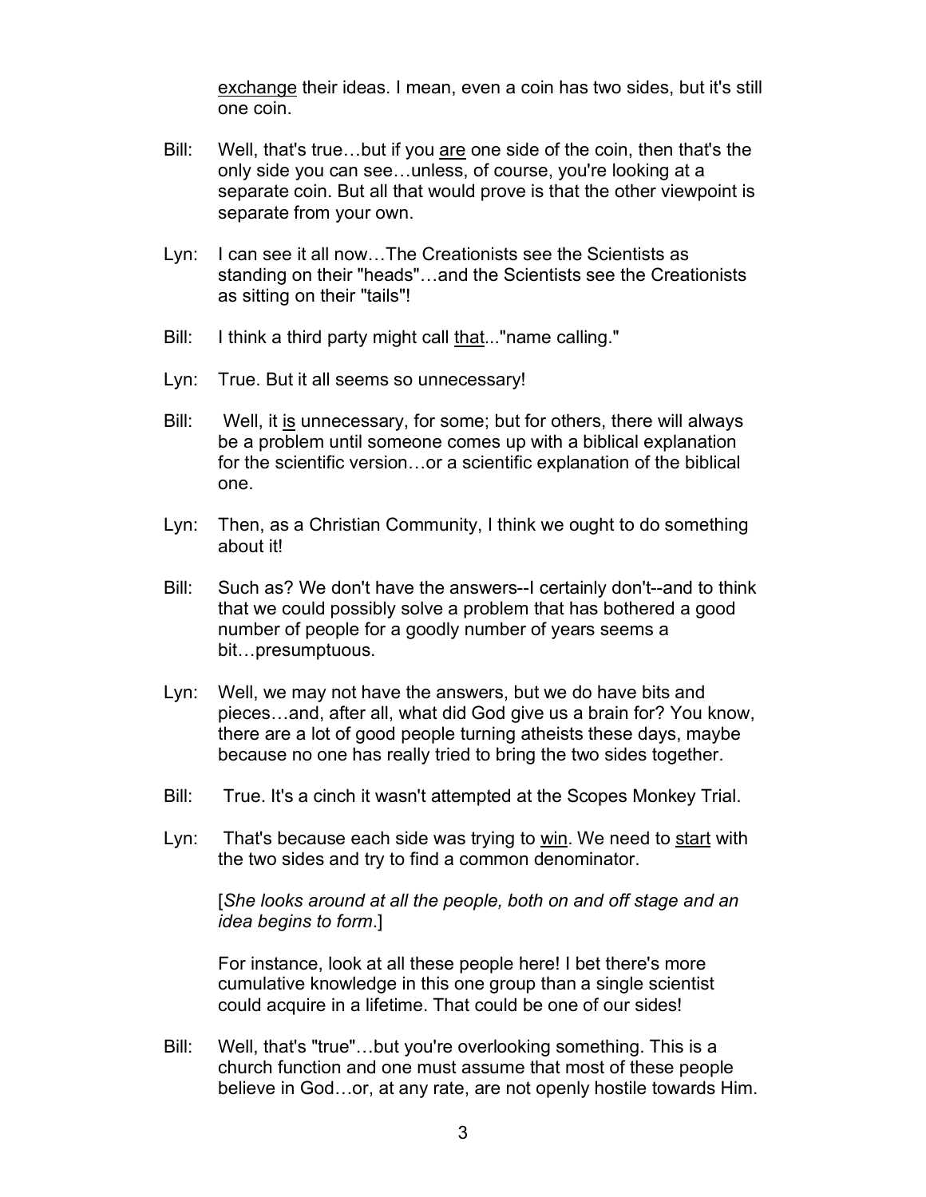exchange their ideas. I mean, even a coin has two sides, but it's still one coin.

Bill: Well, that's true…but if you are one side of the coin, then that's the only side you can see…unless, of course, you're looking at a separate coin. But all that would prove is that the other viewpoint is separate from your own.

Lyn: I can see it all now…The Creationists see the Scientists as standing on their "heads"…and the Scientists see the Creationists as sitting on their "tails"!

Bill: I think a third party might call that..."name calling."

Lyn: True. But it all seems so unnecessary!

Bill: Well, it is unnecessary, for some; but for others, there will always be a problem until someone comes up with a biblical explanation for the scientific version…or a scientific explanation of the biblical one.

Lyn: Then, as a Christian Community, I think we ought to do something about it!

Bill: Such as? We don't have the answers--I certainly don't--and to think that we could possibly solve a problem that has bothered a good number of people for a goodly number of years seems a bit…presumptuous.

Lyn: Well, we may not have the answers, but we do have bits and pieces…and, after all, what did God give us a brain for? You know, there are a lot of good people turning atheists these days, maybe because no one has really tried to bring the two sides together.

Bill: True. It's a cinch it wasn't attempted at the Scopes Monkey Trial.

Lyn: That's because each side was trying to win. We need to start with the two sides and try to find a common denominator.

[*She looks around at all the people, both on and off stage and an idea begins to form*.]

For instance, look at all these people here! I bet there's more cumulative knowledge in this one group than a single scientist could acquire in a lifetime. That could be one of our sides!

Bill: Well, that's "true"…but you're overlooking something. This is a church function and one must assume that most of these people believe in God…or, at any rate, are not openly hostile towards Him.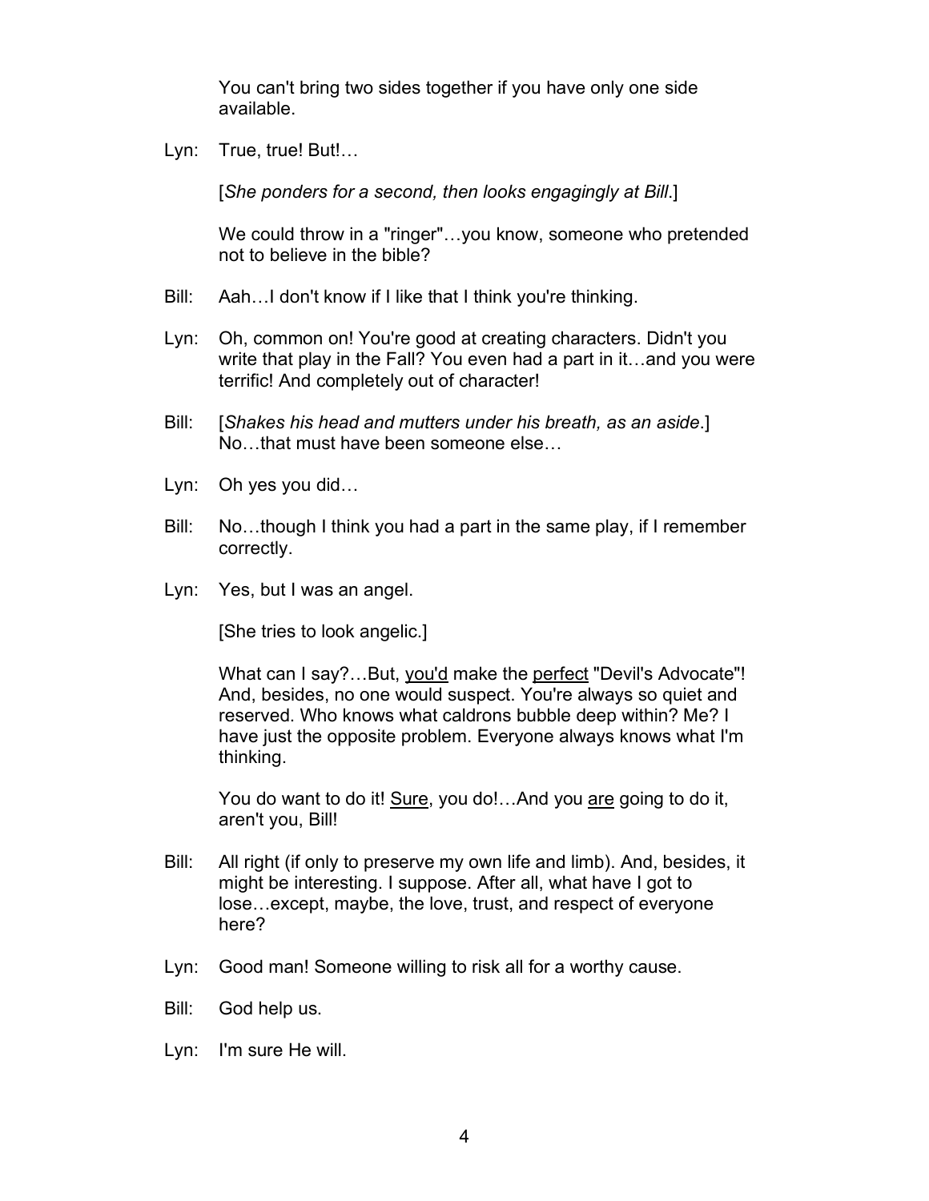You can't bring two sides together if you have only one side available.

Lyn: True, true! But!…

[*She ponders for a second, then looks engagingly at Bill*.]

We could throw in a "ringer"…you know, someone who pretended not to believe in the bible?

Bill: Aah…I don't know if I like that I think you're thinking.

Lyn: Oh, common on! You're good at creating characters. Didn't you write that play in the Fall? You even had a part in it…and you were terrific! And completely out of character!

Bill: [*Shakes his head and mutters under his breath, as an aside*.] No…that must have been someone else…

Lyn: Oh yes you did…

Bill: No…though I think you had a part in the same play, if I remember correctly.

Lyn: Yes, but I was an angel.

[She tries to look angelic.]

What can I say?…But, <u>you'd</u> make the <u>perfect</u> "Devil's Advocate"! And, besides, no one would suspect. You're always so quiet and reserved. Who knows what caldrons bubble deep within? Me? I have just the opposite problem. Everyone always knows what I'm thinking.

You do want to do it! <u>Sure</u>, you do!…And you <u>are</u> going to do it, aren't you, Bill!

Bill: All right (if only to preserve my own life and limb). And, besides, it might be interesting. I suppose. After all, what have I got to lose…except, maybe, the love, trust, and respect of everyone here?

Lyn: Good man! Someone willing to risk all for a worthy cause.

Bill: God help us.

Lyn: I'm sure He will.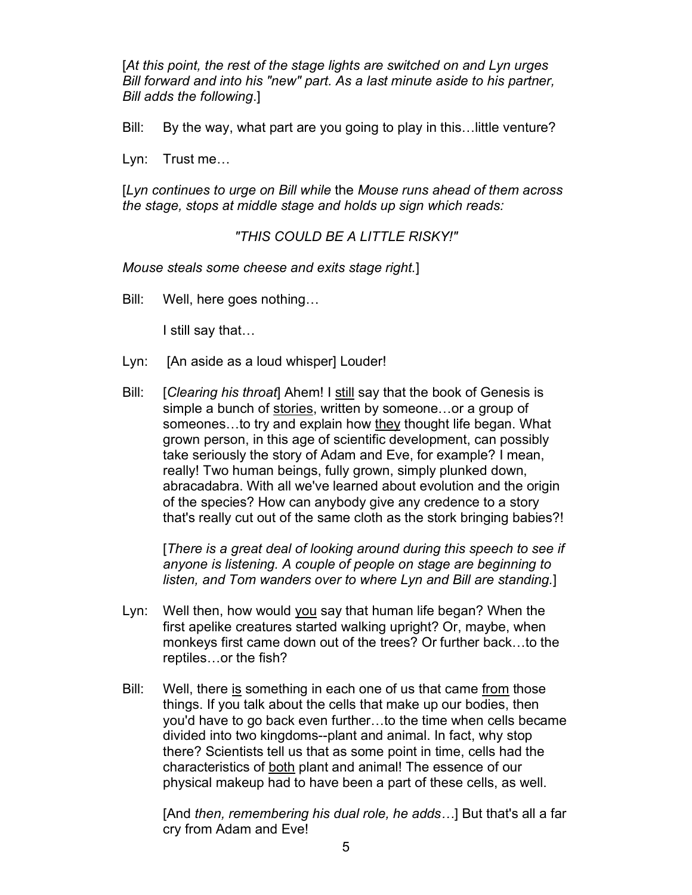[*At this point, the rest of the stage lights are switched on and Lyn urges Bill forward and into his "new" part. As a last minute aside to his partner, Bill adds the following*.]

Bill: By the way, what part are you going to play in this…little venture?

Lyn: Trust me…

[*Lyn continues to urge on Bill while* the *Mouse runs ahead of them across the stage, stops at middle stage and holds up sign which reads:*

*"THIS COULD BE A LITTLE RISKY!"*

*Mouse steals some cheese and exits stage right.*]

Bill: Well, here goes nothing…

I still say that…

Lyn: [An aside as a loud whisper] Louder!

Bill: [*Clearing his throat*] Ahem! I <u>still</u> say that the book of Genesis is simple a bunch of <u>stories</u>, written by someone…or a group of someones…to try and explain how <u>they</u> thought life began. What grown person, in this age of scientific development, can possibly take seriously the story of Adam and Eve, for example? I mean, really! Two human beings, fully grown, simply plunked down, abracadabra. With all we've learned about evolution and the origin of the species? How can anybody give any credence to a story that's really cut out of the same cloth as the stork bringing babies?!

[*There is a great deal of looking around during this speech to see if anyone is listening. A couple of people on stage are beginning to listen, and Tom wanders over to where Lyn and Bill are standing.*]

Lyn: Well then, how would <u>you</u> say that human life began? When the first apelike creatures started walking upright? Or, maybe, when monkeys first came down out of the trees? Or further back…to the reptiles…or the fish?

Bill: Well, there <u>is</u> something in each one of us that came <u>from</u> those things. If you talk about the cells that make up our bodies, then you'd have to go back even further…to the time when cells became divided into two kingdoms--plant and animal. In fact, why stop there? Scientists tell us that as some point in time, cells had the characteristics of <u>both</u> plant and animal! The essence of our physical makeup had to have been a part of these cells, as well.

[And *then, remembering his dual role, he adds…*] But that's all a far cry from Adam and Eve!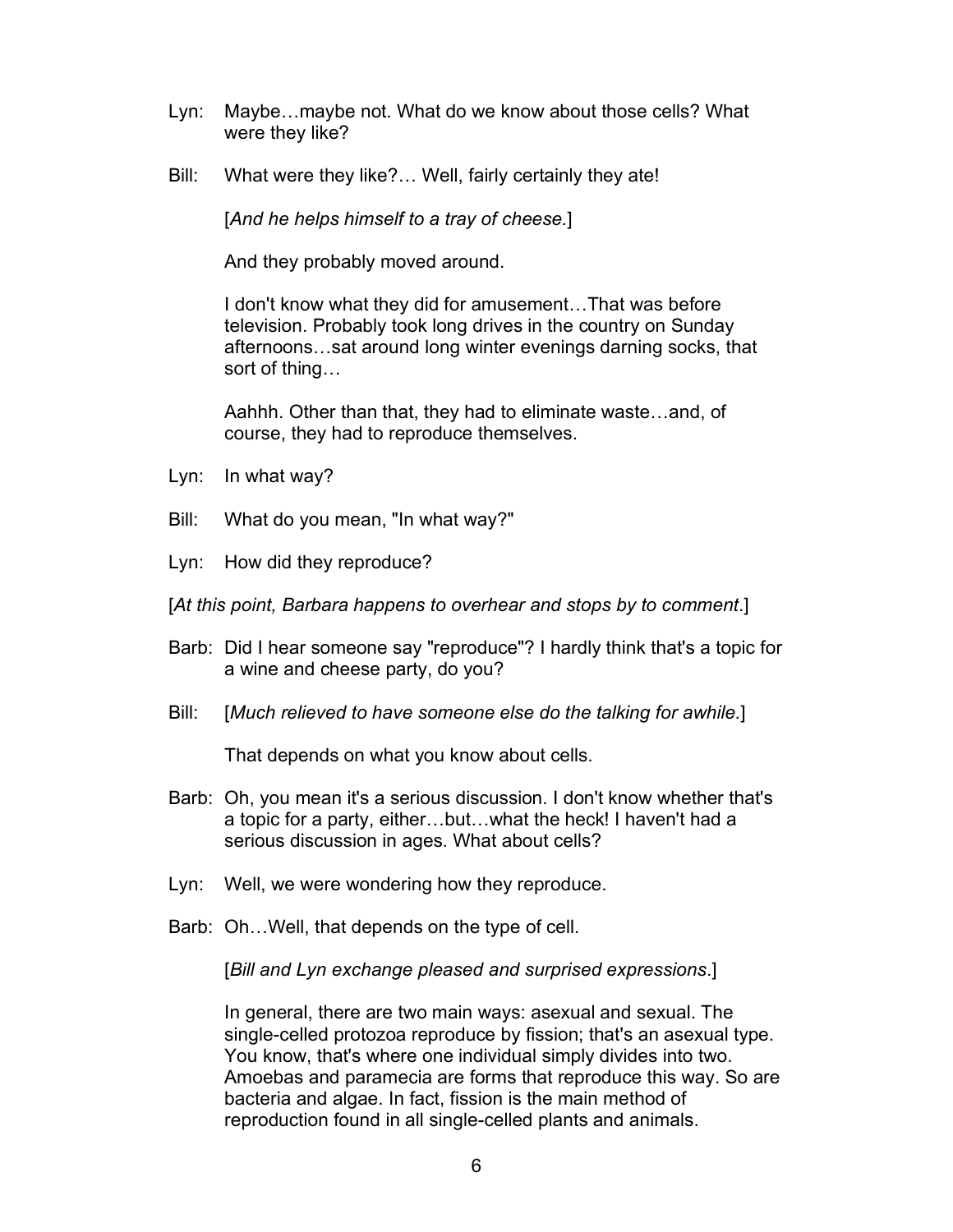Lyn: Maybe…maybe not. What do we know about those cells? What were they like?

Bill: What were they like?… Well, fairly certainly they ate!

[*And he helps himself to a tray of cheese.*]

And they probably moved around.

I don't know what they did for amusement…That was before television. Probably took long drives in the country on Sunday afternoons…sat around long winter evenings darning socks, that sort of thing…

Aahhh. Other than that, they had to eliminate waste…and, of course, they had to reproduce themselves.

Lyn: In what way?

Bill: What do you mean, "In what way?"

Lyn: How did they reproduce?

[*At this point, Barbara happens to overhear and stops by to comment*.]

Barb: Did I hear someone say "reproduce"? I hardly think that's a topic for a wine and cheese party, do you?

Bill: [*Much relieved to have someone else do the talking for awhile.*]

That depends on what you know about cells.

Barb: Oh, you mean it's a serious discussion. I don't know whether that's a topic for a party, either…but…what the heck! I haven't had a serious discussion in ages. What about cells?

Lyn: Well, we were wondering how they reproduce.

Barb: Oh…Well, that depends on the type of cell.

[*Bill and Lyn exchange pleased and surprised expressions*.]

In general, there are two main ways: asexual and sexual. The single-celled protozoa reproduce by fission; that's an asexual type. You know, that's where one individual simply divides into two. Amoebas and paramecia are forms that reproduce this way. So are bacteria and algae. In fact, fission is the main method of reproduction found in all single-celled plants and animals.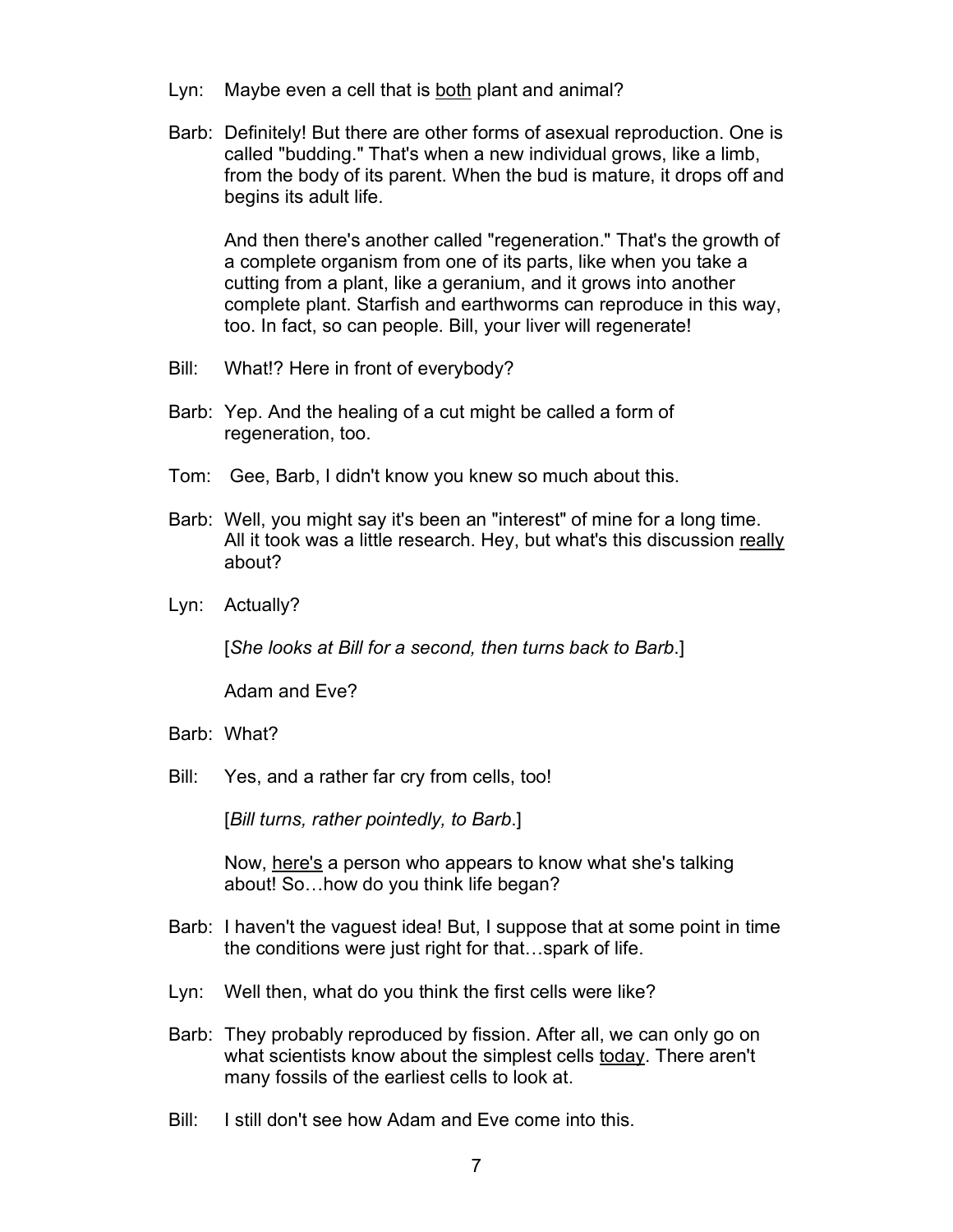Lyn: Maybe even a cell that is <u>both</u> plant and animal?

Barb: Definitely! But there are other forms of asexual reproduction. One is called "budding." That's when a new individual grows, like a limb, from the body of its parent. When the bud is mature, it drops off and begins its adult life.

And then there's another called "regeneration." That's the growth of a complete organism from one of its parts, like when you take a cutting from a plant, like a geranium, and it grows into another complete plant. Starfish and earthworms can reproduce in this way, too. In fact, so can people. Bill, your liver will regenerate!

Bill: What!? Here in front of everybody?

Barb: Yep. And the healing of a cut might be called a form of regeneration, too.

Tom: Gee, Barb, I didn't know you knew so much about this.

Barb: Well, you might say it's been an "interest" of mine for a long time. All it took was a little research. Hey, but what's this discussion <u>really</u> about?

Lyn: Actually?

[*She looks at Bill for a second, then turns back to Barb*.]

Adam and Eve?

Barb: What?

Bill: Yes, and a rather far cry from cells, too!

[*Bill turns, rather pointedly, to Barb*.]

Now, <u>here's</u> a person who appears to know what she's talking about! So…how do you think life began?

Barb: I haven't the vaguest idea! But, I suppose that at some point in time the conditions were just right for that…spark of life.

Lyn: Well then, what do you think the first cells were like?

Barb: They probably reproduced by fission. After all, we can only go on what scientists know about the simplest cells <u>today</u>. There aren't many fossils of the earliest cells to look at.

Bill: I still don't see how Adam and Eve come into this.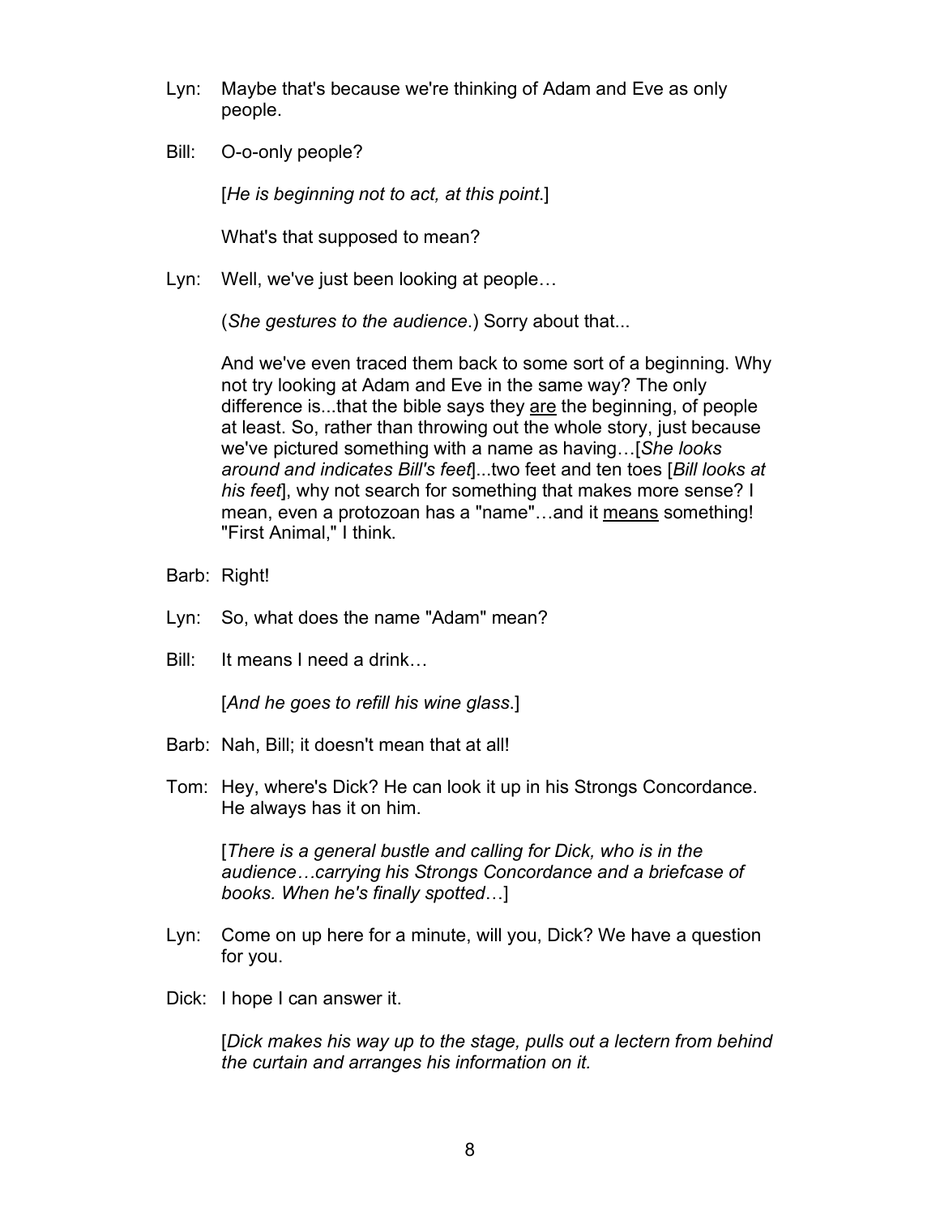Lyn: Maybe that's because we're thinking of Adam and Eve as only people.

Bill: O-o-only people?

[*He is beginning not to act, at this point*.]

What's that supposed to mean?

Lyn: Well, we've just been looking at people…

(*She gestures to the audience*.) Sorry about that...

And we've even traced them back to some sort of a beginning. Why not try looking at Adam and Eve in the same way? The only difference is...that the bible says they <u>are</u> the beginning, of people at least. So, rather than throwing out the whole story, just because we've pictured something with a name as having…[*She looks around and indicates Bill's feet*]...two feet and ten toes [*Bill looks at his feet*], why not search for something that makes more sense? I mean, even a protozoan has a "name"…and it <u>means</u> something! "First Animal," I think.

Barb: Right!

Lyn: So, what does the name "Adam" mean?

Bill: It means I need a drink…

[*And he goes to refill his wine glass*.]

Barb: Nah, Bill; it doesn't mean that at all!

Tom: Hey, where's Dick? He can look it up in his Strongs Concordance. He always has it on him.

[*There is a general bustle and calling for Dick, who is in the audience…carrying his Strongs Concordance and a briefcase of books. When he's finally spotted*…]

Lyn: Come on up here for a minute, will you, Dick? We have a question for you.

Dick: I hope I can answer it.

[*Dick makes his way up to the stage, pulls out a lectern from behind the curtain and arranges his information on it.*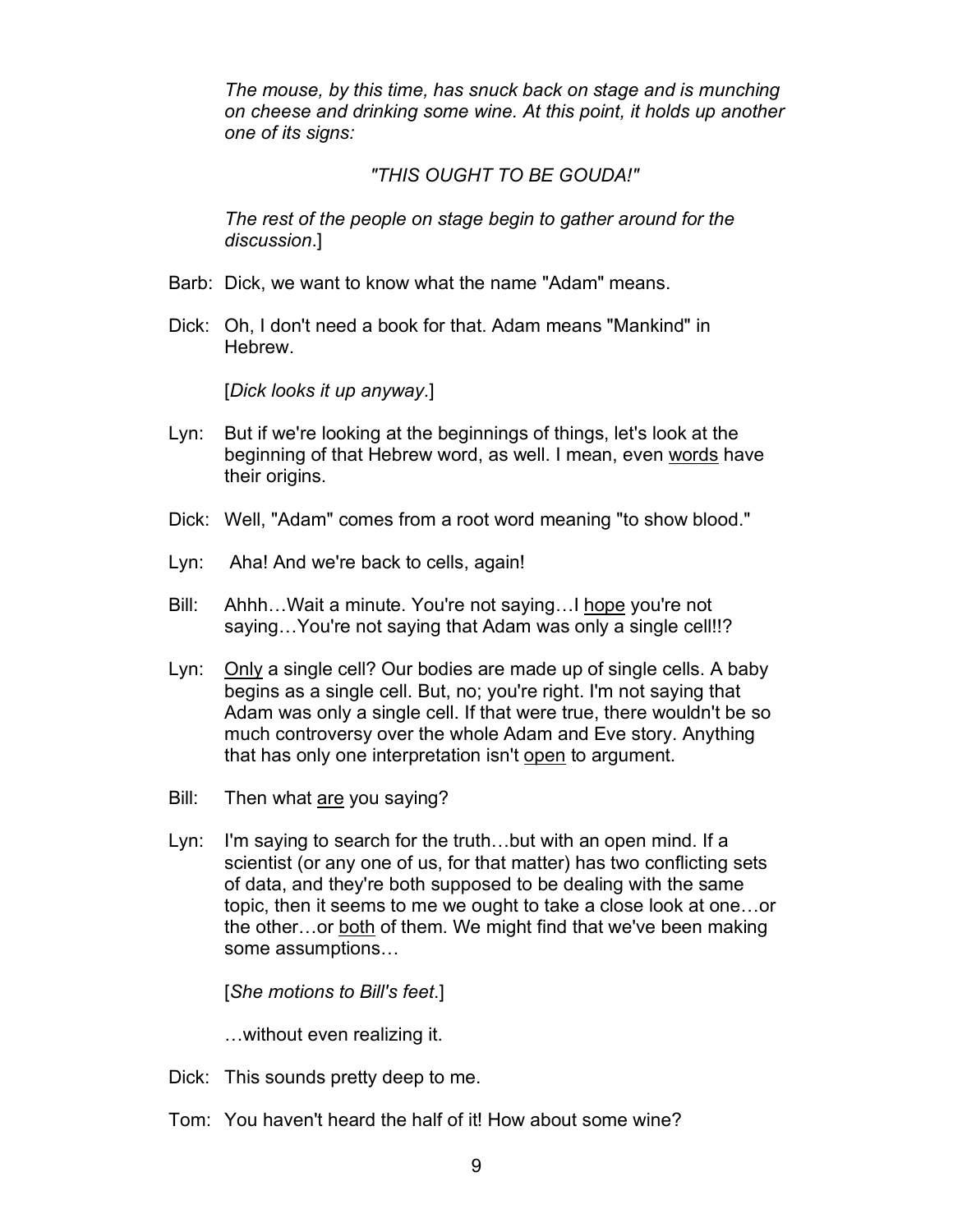*The mouse, by this time, has snuck back on stage and is munching on cheese and drinking some wine. At this point, it holds up another one of its signs:*

*"THIS OUGHT TO BE GOUDA!"*

*The rest of the people on stage begin to gather around for the discussion*.]

Barb: Dick, we want to know what the name "Adam" means.

Dick: Oh, I don't need a book for that. Adam means "Mankind" in Hebrew.

[*Dick looks it up anyway*.]

Lyn: But if we're looking at the beginnings of things, let's look at the beginning of that Hebrew word, as well. I mean, even <u>words</u> have their origins.

Dick: Well, "Adam" comes from a root word meaning "to show blood."

Lyn: Aha! And we're back to cells, again!

Bill: Ahhh…Wait a minute. You're not saying…I <u>hope</u> you're not saying…You're not saying that Adam was only a single cell!!?

Lyn: <u>Only</u> a single cell? Our bodies are made up of single cells. A baby begins as a single cell. But, no; you're right. I'm not saying that Adam was only a single cell. If that were true, there wouldn't be so much controversy over the whole Adam and Eve story. Anything that has only one interpretation isn't <u>open</u> to argument.

Bill: Then what <u>are</u> you saying?

Lyn: I'm saying to search for the truth…but with an open mind. If a scientist (or any one of us, for that matter) has two conflicting sets of data, and they're both supposed to be dealing with the same topic, then it seems to me we ought to take a close look at one…or the other…or <u>both</u> of them. We might find that we've been making some assumptions…

[*She motions to Bill's feet*.]

…without even realizing it.

Dick: This sounds pretty deep to me.

Tom: You haven't heard the half of it! How about some wine?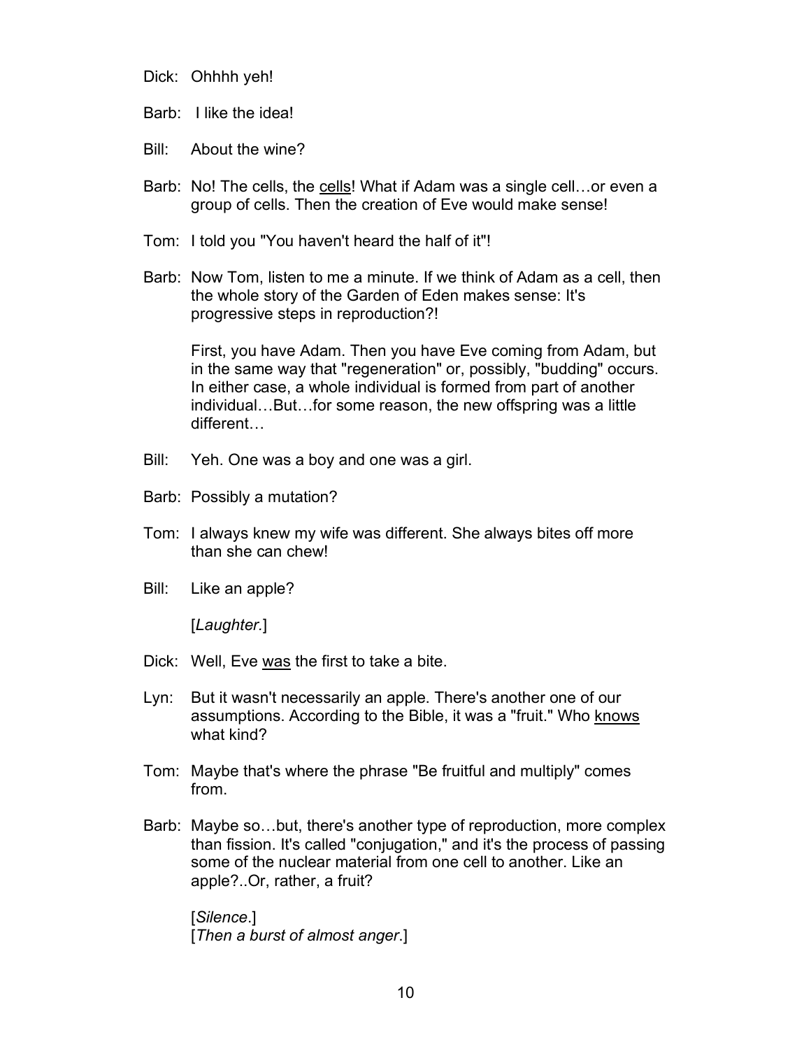Dick: Ohhhh yeh!

Barb: I like the idea!

Bill: About the wine?

Barb: No! The cells, the <u>cells</u>! What if Adam was a single cell…or even a group of cells. Then the creation of Eve would make sense!

Tom: I told you "You haven't heard the half of it"!

Barb: Now Tom, listen to me a minute. If we think of Adam as a cell, then the whole story of the Garden of Eden makes sense: It's progressive steps in reproduction?!

First, you have Adam. Then you have Eve coming from Adam, but in the same way that "regeneration" or, possibly, "budding" occurs. In either case, a whole individual is formed from part of another individual…But…for some reason, the new offspring was a little different…

Bill: Yeh. One was a boy and one was a girl.

Barb: Possibly a mutation?

Tom: I always knew my wife was different. She always bites off more than she can chew!

Bill: Like an apple?

[*Laughter.*]

Dick: Well, Eve <u>was</u> the first to take a bite.

Lyn: But it wasn't necessarily an apple. There's another one of our assumptions. According to the Bible, it was a "fruit." Who <u>knows</u> what kind?

Tom: Maybe that's where the phrase "Be fruitful and multiply" comes from.

Barb: Maybe so…but, there's another type of reproduction, more complex than fission. It's called "conjugation," and it's the process of passing some of the nuclear material from one cell to another. Like an apple?..Or, rather, a fruit?

[*Silence*.]
[*Then a burst of almost anger*.]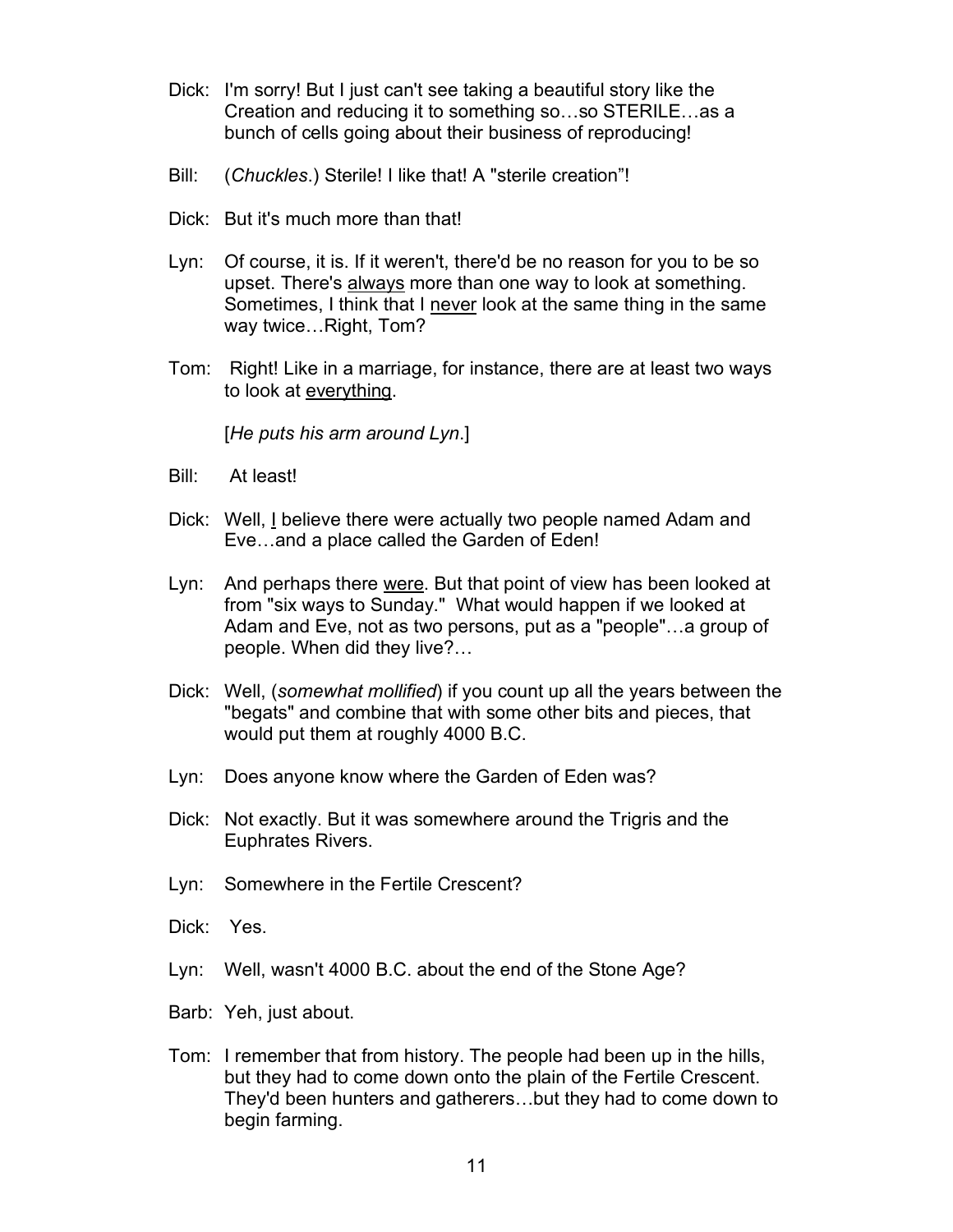Dick: I'm sorry! But I just can't see taking a beautiful story like the Creation and reducing it to something so…so STERILE…as a bunch of cells going about their business of reproducing!

Bill: (*Chuckles*.) Sterile! I like that! A "sterile creation"!

Dick: But it's much more than that!

Lyn: Of course, it is. If it weren't, there'd be no reason for you to be so upset. There's <u>always</u> more than one way to look at something. Sometimes, I think that I <u>never</u> look at the same thing in the same way twice…Right, Tom?

Tom: Right! Like in a marriage, for instance, there are at least two ways to look at <u>everything</u>.

[*He puts his arm around Lyn*.]

Bill: At least!

Dick: Well, <u>I</u> believe there were actually two people named Adam and Eve…and a place called the Garden of Eden!

Lyn: And perhaps there <u>were</u>. But that point of view has been looked at from "six ways to Sunday." What would happen if we looked at Adam and Eve, not as two persons, put as a "people"…a group of people. When did they live?…

Dick: Well, (*somewhat mollified*) if you count up all the years between the "begats" and combine that with some other bits and pieces, that would put them at roughly 4000 B.C.

Lyn: Does anyone know where the Garden of Eden was?

Dick: Not exactly. But it was somewhere around the Trigris and the Euphrates Rivers.

Lyn: Somewhere in the Fertile Crescent?

Dick: Yes.

Lyn: Well, wasn't 4000 B.C. about the end of the Stone Age?

Barb: Yeh, just about.

Tom: I remember that from history. The people had been up in the hills, but they had to come down onto the plain of the Fertile Crescent. They'd been hunters and gatherers…but they had to come down to begin farming.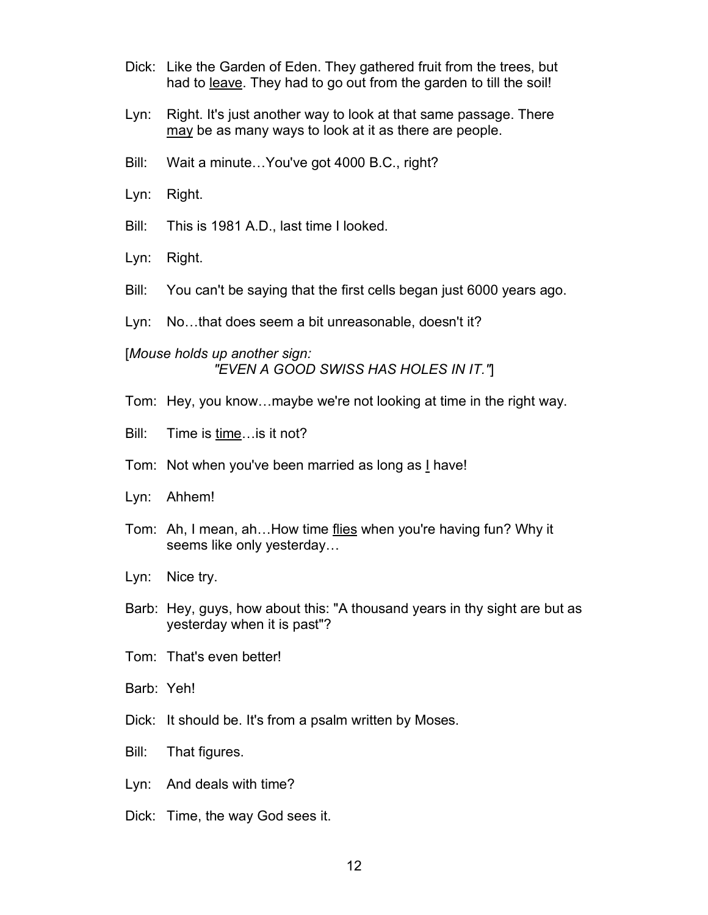Dick: Like the Garden of Eden. They gathered fruit from the trees, but had to leave. They had to go out from the garden to till the soil!

Lyn: Right. It's just another way to look at that same passage. There may be as many ways to look at it as there are people.

Bill: Wait a minute…You've got 4000 B.C., right?

Lyn: Right.

Bill: This is 1981 A.D., last time I looked.

Lyn: Right.

Bill: You can't be saying that the first cells began just 6000 years ago.

Lyn: No…that does seem a bit unreasonable, doesn't it?

[*Mouse holds up another sign: "EVEN A GOOD SWISS HAS HOLES IN IT."*]

Tom: Hey, you know…maybe we're not looking at time in the right way.

Bill: Time is time…is it not?

Tom: Not when you've been married as long as I have!

Lyn: Ahhem!

Tom: Ah, I mean, ah…How time flies when you're having fun? Why it seems like only yesterday…

Lyn: Nice try.

Barb: Hey, guys, how about this: "A thousand years in thy sight are but as yesterday when it is past"?

Tom: That's even better!

Barb: Yeh!

Dick: It should be. It's from a psalm written by Moses.

Bill: That figures.

Lyn: And deals with time?

Dick: Time, the way God sees it.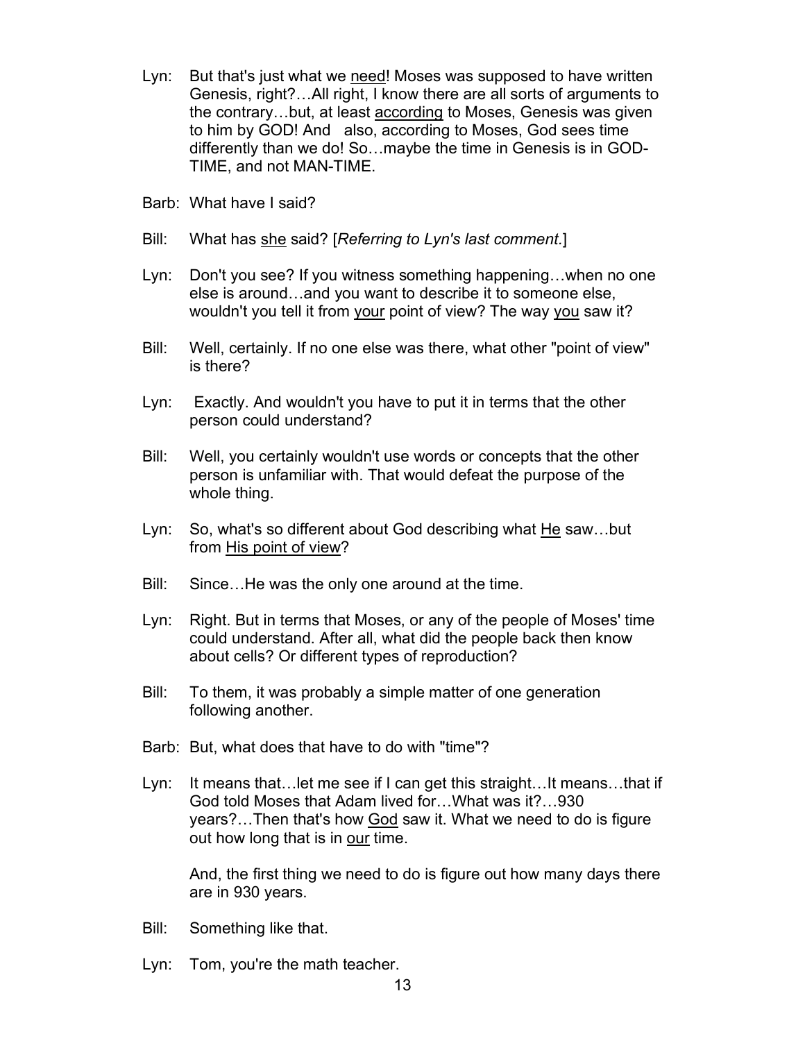Lyn: But that's just what we <u>need</u>! Moses was supposed to have written Genesis, right?…All right, I know there are all sorts of arguments to the contrary…but, at least <u>according</u> to Moses, Genesis was given to him by GOD! And also, according to Moses, God sees time differently than we do! So…maybe the time in Genesis is in GOD-TIME, and not MAN-TIME.

Barb: What have I said?

Bill: What has <u>she</u> said? [*Referring to Lyn's last comment.*]

Lyn: Don't you see? If you witness something happening…when no one else is around…and you want to describe it to someone else, wouldn't you tell it from <u>your</u> point of view? The way <u>you</u> saw it?

Bill: Well, certainly. If no one else was there, what other "point of view" is there?

Lyn: Exactly. And wouldn't you have to put it in terms that the other person could understand?

Bill: Well, you certainly wouldn't use words or concepts that the other person is unfamiliar with. That would defeat the purpose of the whole thing.

Lyn: So, what's so different about God describing what <u>He</u> saw…but from <u>His point of view</u>?

Bill: Since…He was the only one around at the time.

Lyn: Right. But in terms that Moses, or any of the people of Moses' time could understand. After all, what did the people back then know about cells? Or different types of reproduction?

Bill: To them, it was probably a simple matter of one generation following another.

Barb: But, what does that have to do with "time"?

Lyn: It means that…let me see if I can get this straight…It means…that if God told Moses that Adam lived for…What was it?…930 years?…Then that's how <u>God</u> saw it. What we need to do is figure out how long that is in <u>our</u> time.

And, the first thing we need to do is figure out how many days there are in 930 years.

Bill: Something like that.

Lyn: Tom, you're the math teacher.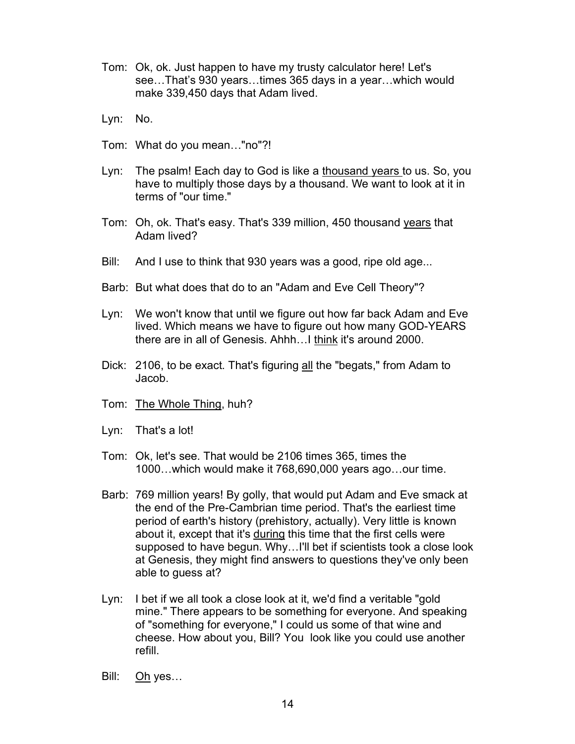Tom: Ok, ok. Just happen to have my trusty calculator here! Let's see…That's 930 years…times 365 days in a year…which would make 339,450 days that Adam lived.

Lyn: No.

Tom: What do you mean…"no"?!

Lyn: The psalm! Each day to God is like a <u>thousand years</u> to us. So, you have to multiply those days by a thousand. We want to look at it in terms of "our time."

Tom: Oh, ok. That's easy. That's 339 million, 450 thousand <u>years</u> that Adam lived?

Bill: And I use to think that 930 years was a good, ripe old age...

Barb: But what does that do to an "Adam and Eve Cell Theory"?

Lyn: We won't know that until we figure out how far back Adam and Eve lived. Which means we have to figure out how many GOD-YEARS there are in all of Genesis. Ahhh…I <u>think</u> it's around 2000.

Dick: 2106, to be exact. That's figuring <u>all</u> the "begats," from Adam to Jacob.

Tom: <u>The Whole Thing</u>, huh?

Lyn: That's a lot!

Tom: Ok, let's see. That would be 2106 times 365, times the 1000…which would make it 768,690,000 years ago…our time.

Barb: 769 million years! By golly, that would put Adam and Eve smack at the end of the Pre-Cambrian time period. That's the earliest time period of earth's history (prehistory, actually). Very little is known about it, except that it's <u>during</u> this time that the first cells were supposed to have begun. Why…I'll bet if scientists took a close look at Genesis, they might find answers to questions they've only been able to guess at?

Lyn: I bet if we all took a close look at it, we'd find a veritable "gold mine." There appears to be something for everyone. And speaking of "something for everyone," I could us some of that wine and cheese. How about you, Bill? You look like you could use another refill.

Bill: <u>Oh</u> yes…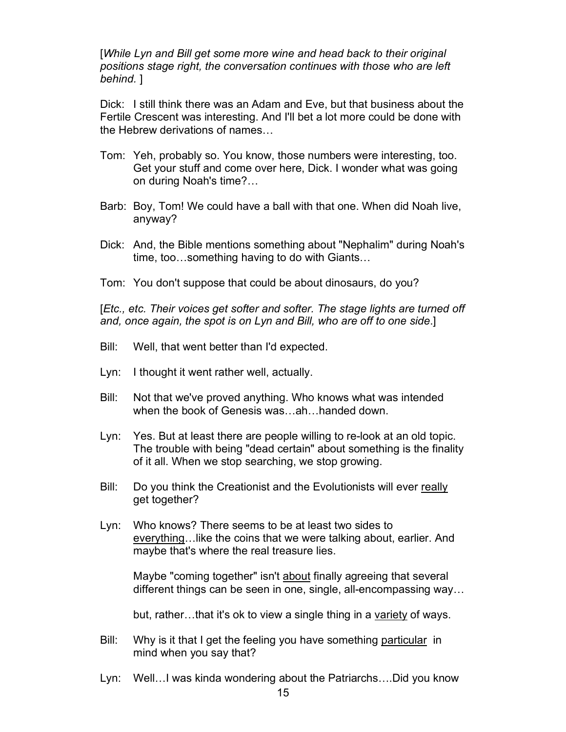[*While Lyn and Bill get some more wine and head back to their original positions stage right, the conversation continues with those who are left behind.* ]

Dick: I still think there was an Adam and Eve, but that business about the Fertile Crescent was interesting. And I'll bet a lot more could be done with the Hebrew derivations of names…

Tom: Yeh, probably so. You know, those numbers were interesting, too. Get your stuff and come over here, Dick. I wonder what was going on during Noah's time?…

Barb: Boy, Tom! We could have a ball with that one. When did Noah live, anyway?

Dick: And, the Bible mentions something about "Nephalim" during Noah's time, too…something having to do with Giants…

Tom: You don't suppose that could be about dinosaurs, do you?

[*Etc., etc. Their voices get softer and softer. The stage lights are turned off and, once again, the spot is on Lyn and Bill, who are off to one side*.]

Bill: Well, that went better than I'd expected.

Lyn: I thought it went rather well, actually.

Bill: Not that we've proved anything. Who knows what was intended when the book of Genesis was…ah…handed down.

Lyn: Yes. But at least there are people willing to re-look at an old topic. The trouble with being "dead certain" about something is the finality of it all. When we stop searching, we stop growing.

Bill: Do you think the Creationist and the Evolutionists will ever <u>really</u> get together?

Lyn: Who knows? There seems to be at least two sides to <u>everything</u>…like the coins that we were talking about, earlier. And maybe that's where the real treasure lies.

Maybe "coming together" isn't <u>about</u> finally agreeing that several different things can be seen in one, single, all-encompassing way…

but, rather…that it's ok to view a single thing in a <u>variety</u> of ways.

Bill: Why is it that I get the feeling you have something <u>particular</u> in mind when you say that?

Lyn: Well…I was kinda wondering about the Patriarchs….Did you know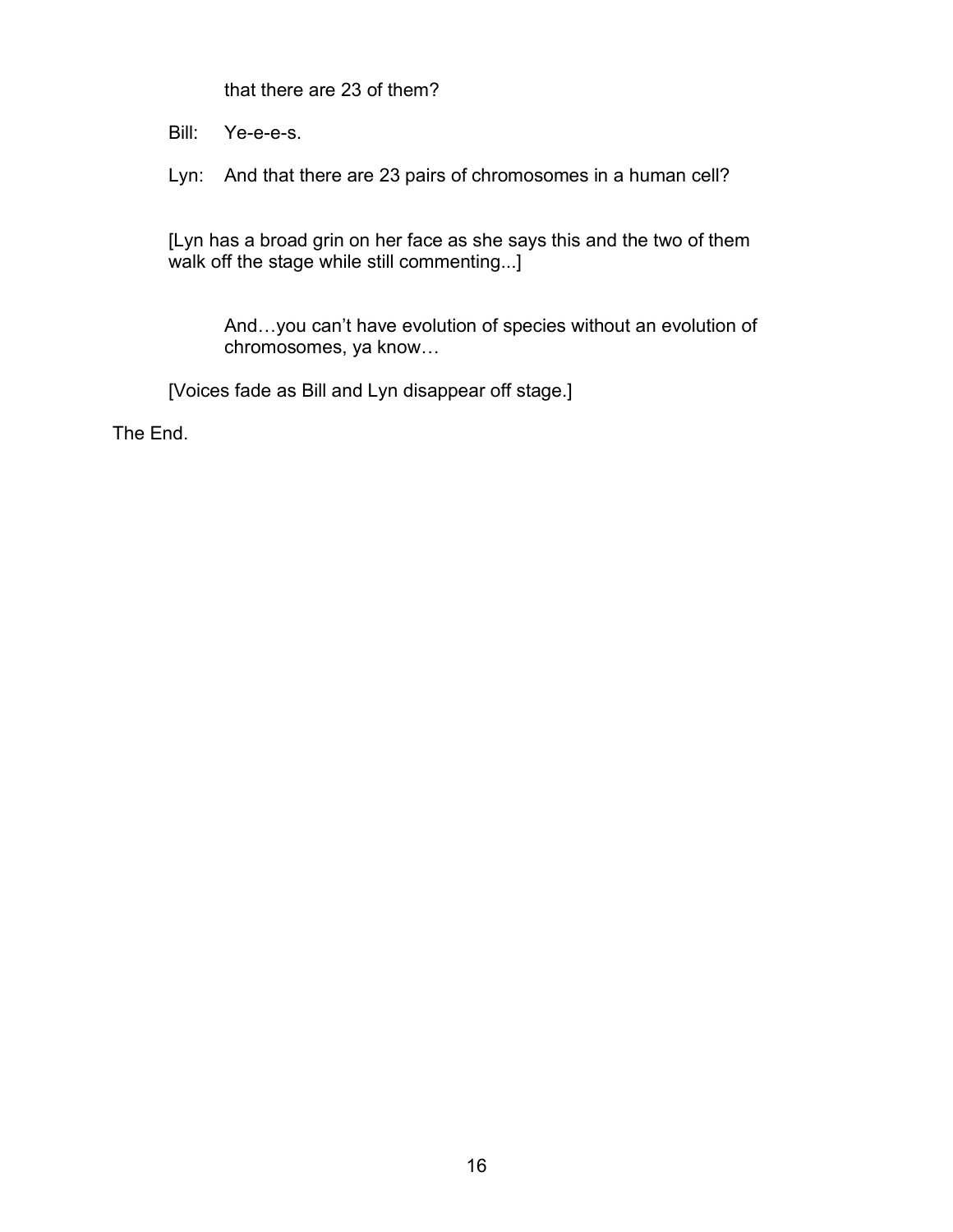that there are 23 of them?

Bill: Ye-e-e-s.

Lyn: And that there are 23 pairs of chromosomes in a human cell?

[Lyn has a broad grin on her face as she says this and the two of them walk off the stage while still commenting...]

And…you can't have evolution of species without an evolution of chromosomes, ya know…

[Voices fade as Bill and Lyn disappear off stage.]

The End.